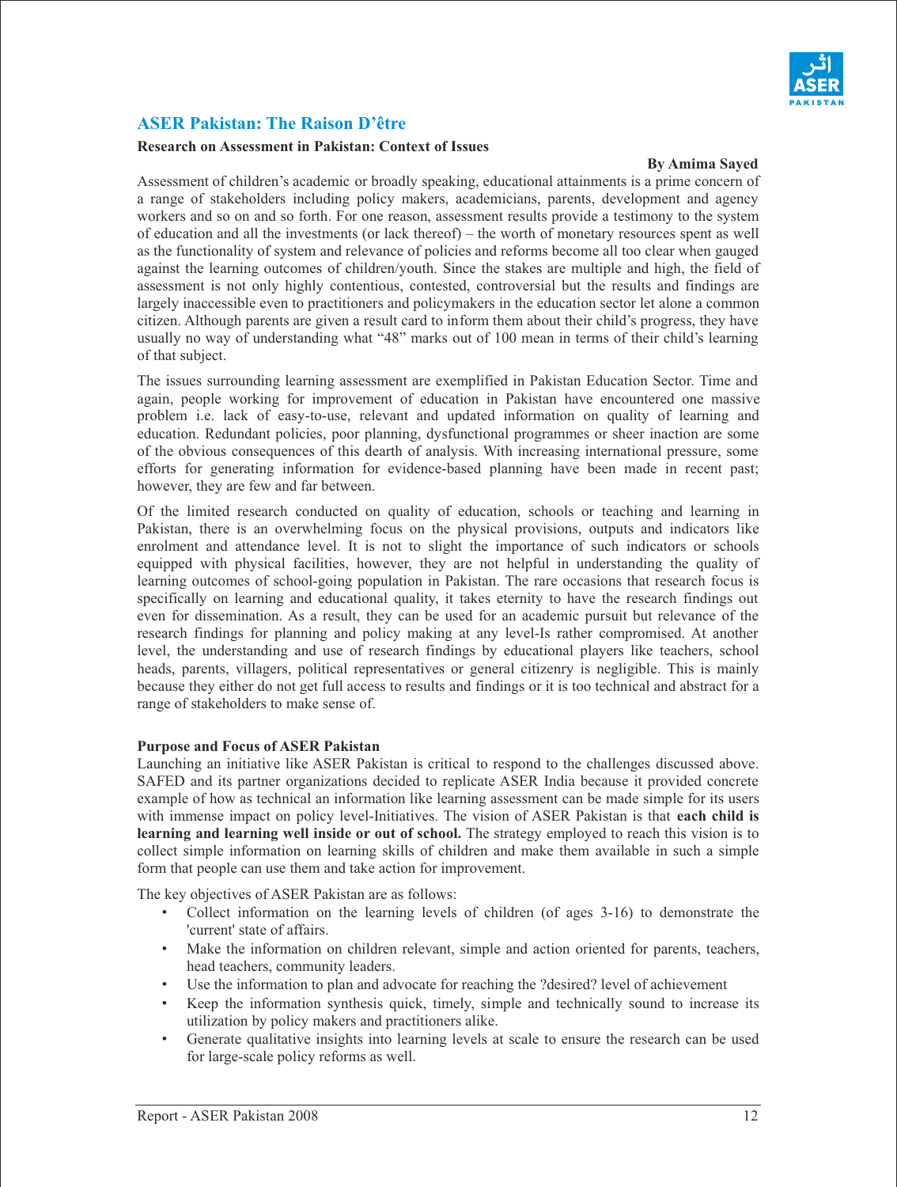## ASER Pakistan: The Raison D'être

**Research on Assessment in Pakistan: Context of Issues**

**By Amima Sayed**

Assessment of children's academic or broadly speaking, educational attainments is a prime concern of a range of stakeholders including policy makers, academicians, parents, development and agency workers and so on and so forth. For one reason, assessment results provide a testimony to the system of education and all the investments (or lack thereof) – the worth of monetary resources spent as well as the functionality of system and relevance of policies and reforms become all too clear when gauged against the learning outcomes of children/youth. Since the stakes are multiple and high, the field of assessment is not only highly contentious, contested, controversial but the results and findings are largely inaccessible even to practitioners and policymakers in the education sector let alone a common citizen. Although parents are given a result card to inform them about their child's progress, they have usually no way of understanding what "48" marks out of 100 mean in terms of their child's learning of that subject.

The issues surrounding learning assessment are exemplified in Pakistan Education Sector. Time and again, people working for improvement of education in Pakistan have encountered one massive problem i.e. lack of easy-to-use, relevant and updated information on quality of learning and education. Redundant policies, poor planning, dysfunctional programmes or sheer inaction are some of the obvious consequences of this dearth of analysis. With increasing international pressure, some efforts for generating information for evidence-based planning have been made in recent past; however, they are few and far between.

Of the limited research conducted on quality of education, schools or teaching and learning in Pakistan, there is an overwhelming focus on the physical provisions, outputs and indicators like enrolment and attendance level. It is not to slight the importance of such indicators or schools equipped with physical facilities, however, they are not helpful in understanding the quality of learning outcomes of school-going population in Pakistan. The rare occasions that research focus is specifically on learning and educational quality, it takes eternity to have the research findings out even for dissemination. As a result, they can be used for an academic pursuit but relevance of the research findings for planning and policy making at any level-Is rather compromised. At another level, the understanding and use of research findings by educational players like teachers, school heads, parents, villagers, political representatives or general citizenry is negligible. This is mainly because they either do not get full access to results and findings or it is too technical and abstract for a range of stakeholders to make sense of.

**Purpose and Focus of ASER Pakistan**

Launching an initiative like ASER Pakistan is critical to respond to the challenges discussed above. SAFED and its partner organizations decided to replicate ASER India because it provided concrete example of how as technical an information like learning assessment can be made simple for its users with immense impact on policy level-Initiatives. The vision of ASER Pakistan is that **each child is learning and learning well inside or out of school.** The strategy employed to reach this vision is to collect simple information on learning skills of children and make them available in such a simple form that people can use them and take action for improvement.

The key objectives of ASER Pakistan are as follows:

- Collect information on the learning levels of children (of ages 3-16) to demonstrate the 'current' state of affairs.
- Make the information on children relevant, simple and action oriented for parents, teachers, head teachers, community leaders.
- Use the information to plan and advocate for reaching the ?desired? level of achievement
- Keep the information synthesis quick, timely, simple and technically sound to increase its utilization by policy makers and practitioners alike.
- Generate qualitative insights into learning levels at scale to ensure the research can be used for large-scale policy reforms as well.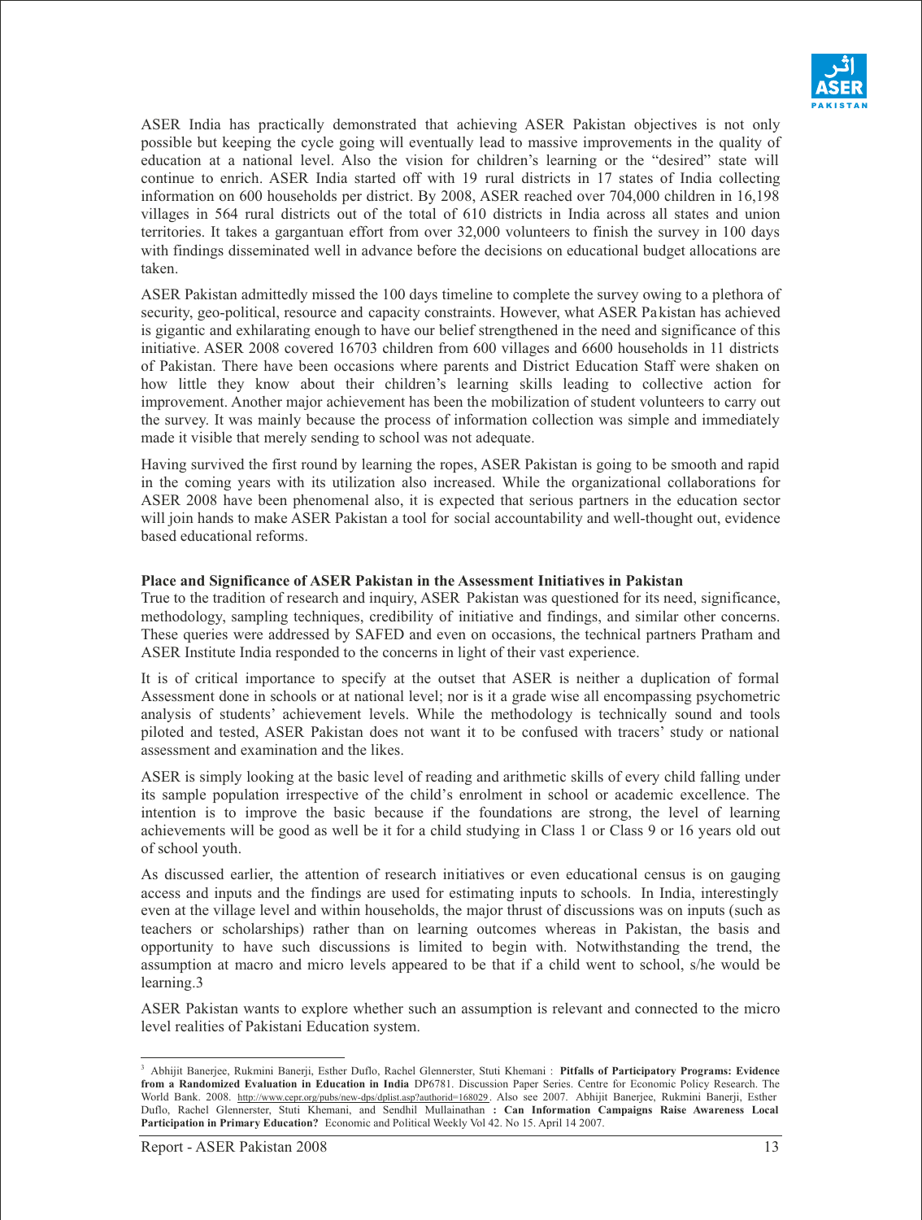ASER India has practically demonstrated that achieving ASER Pakistan objectives is not only possible but keeping the cycle going will eventually lead to massive improvements in the quality of education at a national level. Also the vision for children's learning or the "desired" state will continue to enrich. ASER India started off with 19 rural districts in 17 states of India collecting information on 600 households per district. By 2008, ASER reached over 704,000 children in 16,198 villages in 564 rural districts out of the total of 610 districts in India across all states and union territories. It takes a gargantuan effort from over 32,000 volunteers to finish the survey in 100 days with findings disseminated well in advance before the decisions on educational budget allocations are taken.

ASER Pakistan admittedly missed the 100 days timeline to complete the survey owing to a plethora of security, geo-political, resource and capacity constraints. However, what ASER Pakistan has achieved is gigantic and exhilarating enough to have our belief strengthened in the need and significance of this initiative. ASER 2008 covered 16703 children from 600 villages and 6600 households in 11 districts of Pakistan. There have been occasions where parents and District Education Staff were shaken on how little they know about their children's learning skills leading to collective action for improvement. Another major achievement has been the mobilization of student volunteers to carry out the survey. It was mainly because the process of information collection was simple and immediately made it visible that merely sending to school was not adequate.

Having survived the first round by learning the ropes, ASER Pakistan is going to be smooth and rapid in the coming years with its utilization also increased. While the organizational collaborations for ASER 2008 have been phenomenal also, it is expected that serious partners in the education sector will join hands to make ASER Pakistan a tool for social accountability and well-thought out, evidence based educational reforms.

**Place and Significance of ASER Pakistan in the Assessment Initiatives in Pakistan**

True to the tradition of research and inquiry, ASER Pakistan was questioned for its need, significance, methodology, sampling techniques, credibility of initiative and findings, and similar other concerns. These queries were addressed by SAFED and even on occasions, the technical partners Pratham and ASER Institute India responded to the concerns in light of their vast experience.

It is of critical importance to specify at the outset that ASER is neither a duplication of formal Assessment done in schools or at national level; nor is it a grade wise all encompassing psychometric analysis of students' achievement levels. While the methodology is technically sound and tools piloted and tested, ASER Pakistan does not want it to be confused with tracers' study or national assessment and examination and the likes.

ASER is simply looking at the basic level of reading and arithmetic skills of every child falling under its sample population irrespective of the child's enrolment in school or academic excellence. The intention is to improve the basic because if the foundations are strong, the level of learning achievements will be good as well be it for a child studying in Class 1 or Class 9 or 16 years old out of school youth.

As discussed earlier, the attention of research initiatives or even educational census is on gauging access and inputs and the findings are used for estimating inputs to schools. In India, interestingly even at the village level and within households, the major thrust of discussions was on inputs (such as teachers or scholarships) rather than on learning outcomes whereas in Pakistan, the basis and opportunity to have such discussions is limited to begin with. Notwithstanding the trend, the assumption at macro and micro levels appeared to be that if a child went to school, s/he would be learning.[3]

ASER Pakistan wants to explore whether such an assumption is relevant and connected to the micro level realities of Pakistani Education system.

---

[3] Abhijit Banerjee, Rukmini Banerji, Esther Duflo, Rachel Glennerster, Stuti Khemani : **Pitfalls of Participatory Programs: Evidence from a Randomized Evaluation in Education in India** DP6781. Discussion Paper Series. Centre for Economic Policy Research. The World Bank. 2008. http://www.cepr.org/pubs/new-dps/dplist.asp?authorid=168029. Also see 2007. Abhijit Banerjee, Rukmini Banerji, Esther Duflo, Rachel Glennerster, Stuti Khemani, and Sendhil Mullainathan **: Can Information Campaigns Raise Awareness Local Participation in Primary Education?** Economic and Political Weekly Vol 42. No 15. April 14 2007.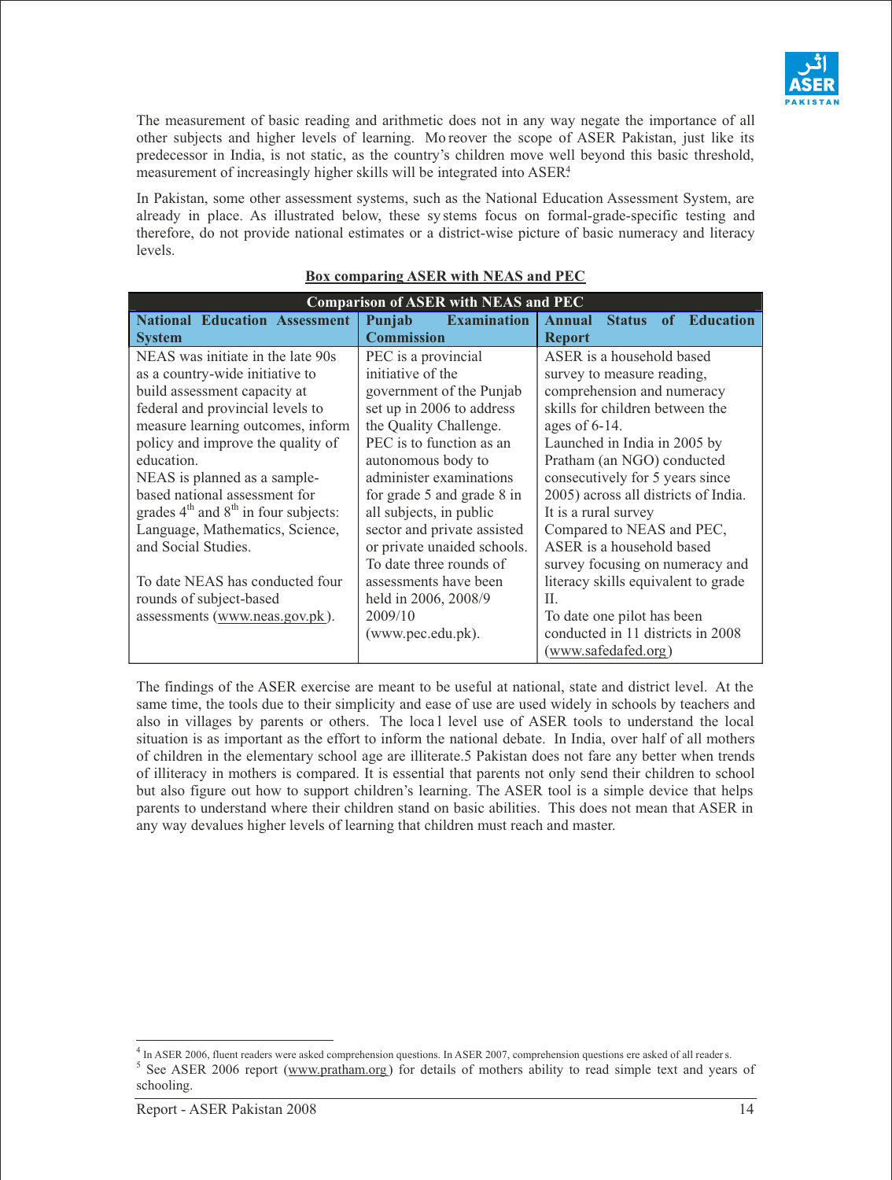The measurement of basic reading and arithmetic does not in any way negate the importance of all other subjects and higher levels of learning. Moreover the scope of ASER Pakistan, just like its predecessor in India, is not static, as the country's children move well beyond this basic threshold, measurement of increasingly higher skills will be integrated into ASER.[4]

In Pakistan, some other assessment systems, such as the National Education Assessment System, are already in place. As illustrated below, these systems focus on formal-grade-specific testing and therefore, do not provide national estimates or a district-wise picture of basic numeracy and literacy levels.

**Box comparing ASER with NEAS and PEC**

| **Comparison of ASER with NEAS and PEC** | | |
|---|---|---|
| **National Education Assessment System** | **Punjab Examination Commission** | **Annual Status of Education Report** |
| NEAS was initiate in the late 90s as a country-wide initiative to build assessment capacity at federal and provincial levels to measure learning outcomes, inform policy and improve the quality of education. NEAS is planned as a sample-based national assessment for grades 4th and 8th in four subjects: Language, Mathematics, Science, and Social Studies. To date NEAS has conducted four rounds of subject-based assessments (www.neas.gov.pk). | PEC is a provincial initiative of the government of the Punjab set up in 2006 to address the Quality Challenge. PEC is to function as an autonomous body to administer examinations for grade 5 and grade 8 in all subjects, in public sector and private assisted or private unaided schools. To date three rounds of assessments have been held in 2006, 2008/9 2009/10 (www.pec.edu.pk). | ASER is a household based survey to measure reading, comprehension and numeracy skills for children between the ages of 6-14. Launched in India in 2005 by Pratham (an NGO) conducted consecutively for 5 years since 2005) across all districts of India. It is a rural survey Compared to NEAS and PEC, ASER is a household based survey focusing on numeracy and literacy skills equivalent to grade II. To date one pilot has been conducted in 11 districts in 2008 (www.safedafed.org) |

The findings of the ASER exercise are meant to be useful at national, state and district level. At the same time, the tools due to their simplicity and ease of use are used widely in schools by teachers and also in villages by parents or others. The local level use of ASER tools to understand the local situation is as important as the effort to inform the national debate. In India, over half of all mothers of children in the elementary school age are illiterate.5 Pakistan does not fare any better when trends of illiteracy in mothers is compared. It is essential that parents not only send their children to school but also figure out how to support children's learning. The ASER tool is a simple device that helps parents to understand where their children stand on basic abilities. This does not mean that ASER in any way devalues higher levels of learning that children must reach and master.

---

[4] In ASER 2006, fluent readers were asked comprehension questions. In ASER 2007, comprehension questions ere asked of all readers.

[5] See ASER 2006 report (www.pratham.org) for details of mothers ability to read simple text and years of schooling.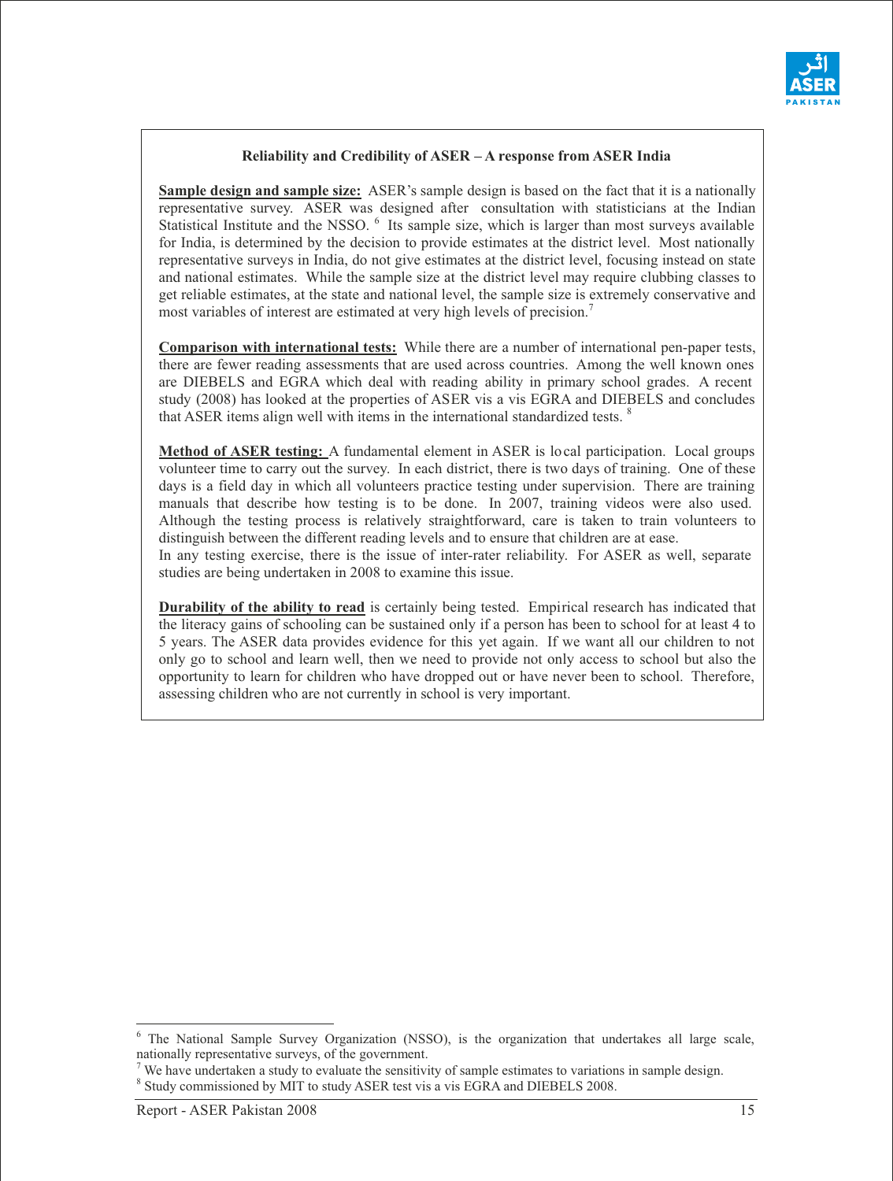**Reliability and Credibility of ASER – A response from ASER India**

**Sample design and sample size:** ASER's sample design is based on the fact that it is a nationally representative survey. ASER was designed after consultation with statisticians at the Indian Statistical Institute and the NSSO.[6] Its sample size, which is larger than most surveys available for India, is determined by the decision to provide estimates at the district level. Most nationally representative surveys in India, do not give estimates at the district level, focusing instead on state and national estimates. While the sample size at the district level may require clubbing classes to get reliable estimates, at the state and national level, the sample size is extremely conservative and most variables of interest are estimated at very high levels of precision.[7]

**Comparison with international tests:** While there are a number of international pen-paper tests, there are fewer reading assessments that are used across countries. Among the well known ones are DIEBELS and EGRA which deal with reading ability in primary school grades. A recent study (2008) has looked at the properties of ASER vis a vis EGRA and DIEBELS and concludes that ASER items align well with items in the international standardized tests.[8]

**Method of ASER testing:** A fundamental element in ASER is local participation. Local groups volunteer time to carry out the survey. In each district, there is two days of training. One of these days is a field day in which all volunteers practice testing under supervision. There are training manuals that describe how testing is to be done. In 2007, training videos were also used. Although the testing process is relatively straightforward, care is taken to train volunteers to distinguish between the different reading levels and to ensure that children are at ease.
In any testing exercise, there is the issue of inter-rater reliability. For ASER as well, separate studies are being undertaken in 2008 to examine this issue.

**Durability of the ability to read** is certainly being tested. Empirical research has indicated that the literacy gains of schooling can be sustained only if a person has been to school for at least 4 to 5 years. The ASER data provides evidence for this yet again. If we want all our children to not only go to school and learn well, then we need to provide not only access to school but also the opportunity to learn for children who have dropped out or have never been to school. Therefore, assessing children who are not currently in school is very important.

---

[6] The National Sample Survey Organization (NSSO), is the organization that undertakes all large scale, nationally representative surveys, of the government.

[7] We have undertaken a study to evaluate the sensitivity of sample estimates to variations in sample design.

[8] Study commissioned by MIT to study ASER test vis a vis EGRA and DIEBELS 2008.